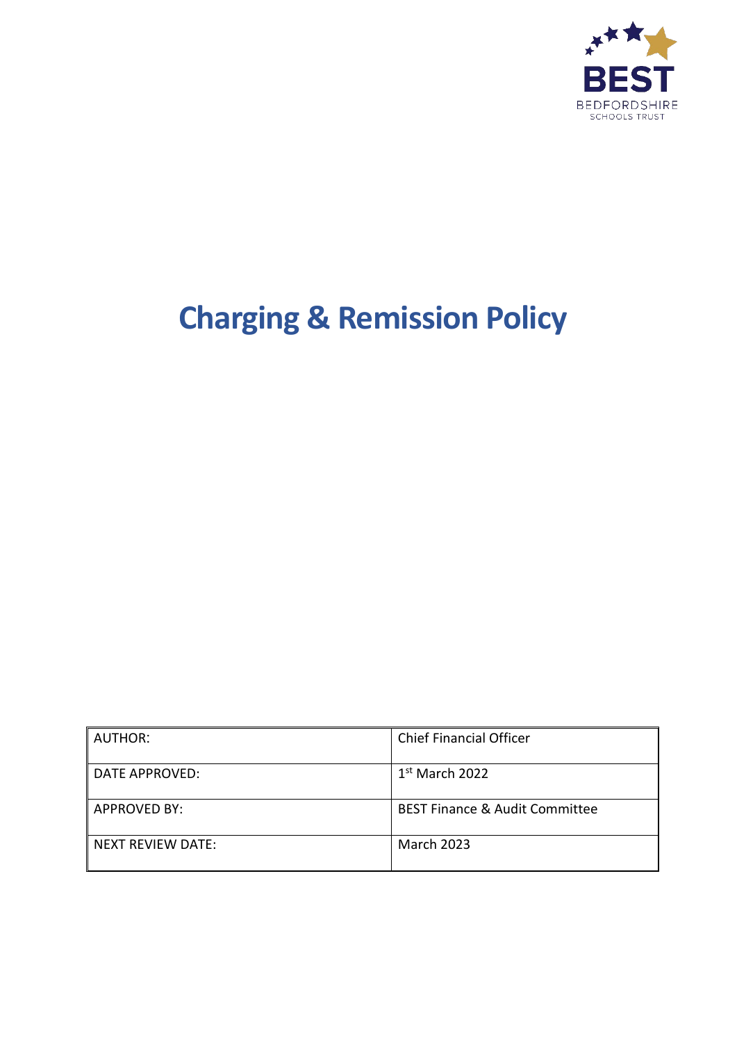BEST

BEDFORDSHIRE SCHOOLS TRUST

# Charging & Remission Policy

| AUTHOR: | Chief Financial Officer |
| --- | --- |
| DATE APPROVED: | 1st March 2022 |
| APPROVED BY: | BEST Finance & Audit Committee |
| NEXT REVIEW DATE: | March 2023 |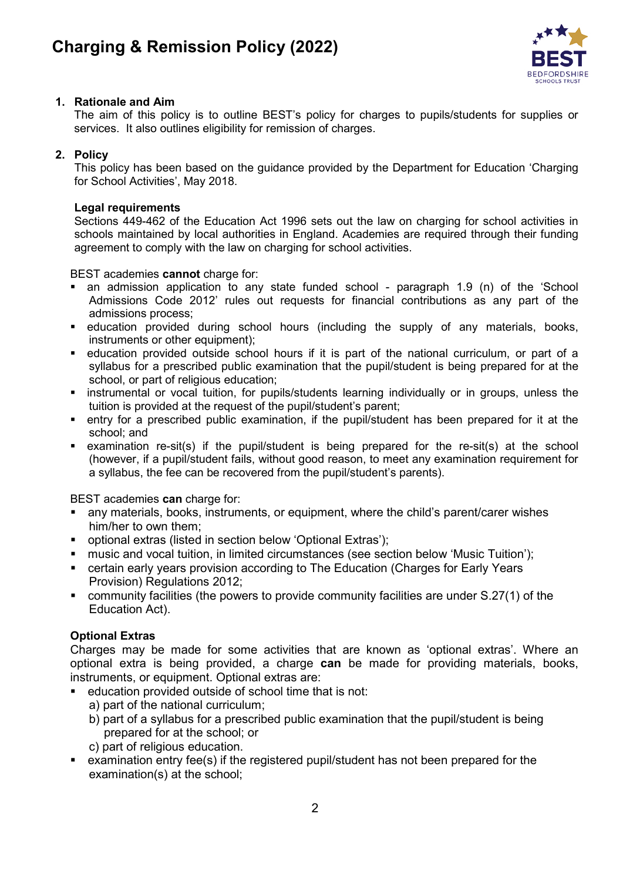# Charging & Remission Policy (2022)

## 1. Rationale and Aim

The aim of this policy is to outline BEST's policy for charges to pupils/students for supplies or services. It also outlines eligibility for remission of charges.

## 2. Policy

This policy has been based on the guidance provided by the Department for Education 'Charging for School Activities', May 2018.

### Legal requirements

Sections 449-462 of the Education Act 1996 sets out the law on charging for school activities in schools maintained by local authorities in England. Academies are required through their funding agreement to comply with the law on charging for school activities.

BEST academies **cannot** charge for:

- an admission application to any state funded school - paragraph 1.9 (n) of the 'School Admissions Code 2012' rules out requests for financial contributions as any part of the admissions process;
- education provided during school hours (including the supply of any materials, books, instruments or other equipment);
- education provided outside school hours if it is part of the national curriculum, or part of a syllabus for a prescribed public examination that the pupil/student is being prepared for at the school, or part of religious education;
- instrumental or vocal tuition, for pupils/students learning individually or in groups, unless the tuition is provided at the request of the pupil/student's parent;
- entry for a prescribed public examination, if the pupil/student has been prepared for it at the school; and
- examination re-sit(s) if the pupil/student is being prepared for the re-sit(s) at the school (however, if a pupil/student fails, without good reason, to meet any examination requirement for a syllabus, the fee can be recovered from the pupil/student's parents).

BEST academies **can** charge for:

- any materials, books, instruments, or equipment, where the child's parent/carer wishes him/her to own them;
- optional extras (listed in section below 'Optional Extras');
- music and vocal tuition, in limited circumstances (see section below 'Music Tuition');
- certain early years provision according to The Education (Charges for Early Years Provision) Regulations 2012;
- community facilities (the powers to provide community facilities are under S.27(1) of the Education Act).

### Optional Extras

Charges may be made for some activities that are known as 'optional extras'. Where an optional extra is being provided, a charge **can** be made for providing materials, books, instruments, or equipment. Optional extras are:

- education provided outside of school time that is not:
  a) part of the national curriculum;
  b) part of a syllabus for a prescribed public examination that the pupil/student is being prepared for at the school; or
  c) part of religious education.
- examination entry fee(s) if the registered pupil/student has not been prepared for the examination(s) at the school;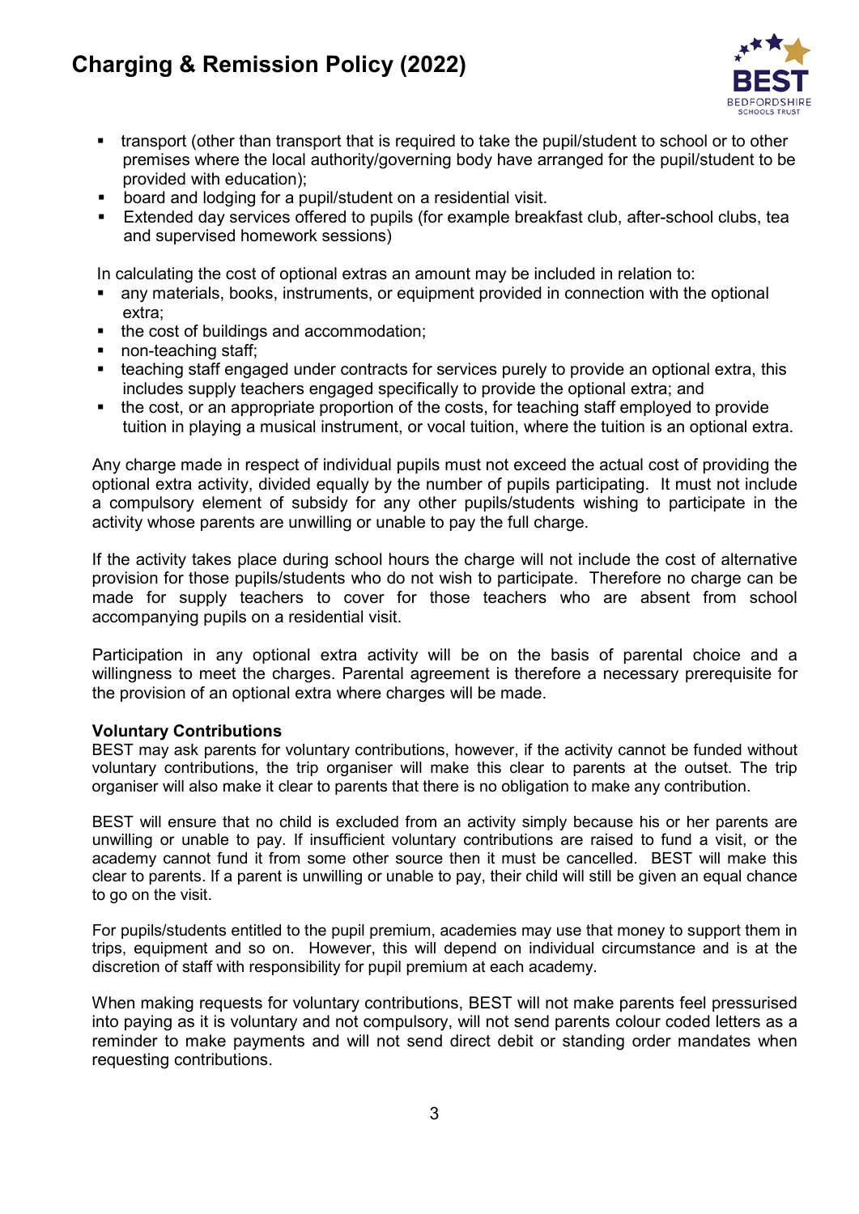- transport (other than transport that is required to take the pupil/student to school or to other premises where the local authority/governing body have arranged for the pupil/student to be provided with education);
- board and lodging for a pupil/student on a residential visit.
- Extended day services offered to pupils (for example breakfast club, after-school clubs, tea and supervised homework sessions)

In calculating the cost of optional extras an amount may be included in relation to:

- any materials, books, instruments, or equipment provided in connection with the optional extra;
- the cost of buildings and accommodation;
- non-teaching staff;
- teaching staff engaged under contracts for services purely to provide an optional extra, this includes supply teachers engaged specifically to provide the optional extra; and
- the cost, or an appropriate proportion of the costs, for teaching staff employed to provide tuition in playing a musical instrument, or vocal tuition, where the tuition is an optional extra.

Any charge made in respect of individual pupils must not exceed the actual cost of providing the optional extra activity, divided equally by the number of pupils participating. It must not include a compulsory element of subsidy for any other pupils/students wishing to participate in the activity whose parents are unwilling or unable to pay the full charge.

If the activity takes place during school hours the charge will not include the cost of alternative provision for those pupils/students who do not wish to participate. Therefore no charge can be made for supply teachers to cover for those teachers who are absent from school accompanying pupils on a residential visit.

Participation in any optional extra activity will be on the basis of parental choice and a willingness to meet the charges. Parental agreement is therefore a necessary prerequisite for the provision of an optional extra where charges will be made.

**Voluntary Contributions**

BEST may ask parents for voluntary contributions, however, if the activity cannot be funded without voluntary contributions, the trip organiser will make this clear to parents at the outset. The trip organiser will also make it clear to parents that there is no obligation to make any contribution.

BEST will ensure that no child is excluded from an activity simply because his or her parents are unwilling or unable to pay. If insufficient voluntary contributions are raised to fund a visit, or the academy cannot fund it from some other source then it must be cancelled. BEST will make this clear to parents. If a parent is unwilling or unable to pay, their child will still be given an equal chance to go on the visit.

For pupils/students entitled to the pupil premium, academies may use that money to support them in trips, equipment and so on. However, this will depend on individual circumstance and is at the discretion of staff with responsibility for pupil premium at each academy.

When making requests for voluntary contributions, BEST will not make parents feel pressurised into paying as it is voluntary and not compulsory, will not send parents colour coded letters as a reminder to make payments and will not send direct debit or standing order mandates when requesting contributions.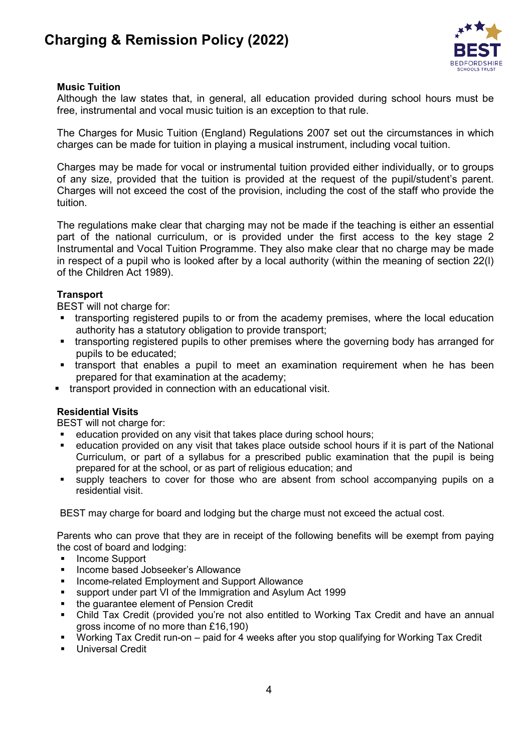#### Music Tuition

Although the law states that, in general, all education provided during school hours must be free, instrumental and vocal music tuition is an exception to that rule.

The Charges for Music Tuition (England) Regulations 2007 set out the circumstances in which charges can be made for tuition in playing a musical instrument, including vocal tuition.

Charges may be made for vocal or instrumental tuition provided either individually, or to groups of any size, provided that the tuition is provided at the request of the pupil/student's parent. Charges will not exceed the cost of the provision, including the cost of the staff who provide the tuition.

The regulations make clear that charging may not be made if the teaching is either an essential part of the national curriculum, or is provided under the first access to the key stage 2 Instrumental and Vocal Tuition Programme. They also make clear that no charge may be made in respect of a pupil who is looked after by a local authority (within the meaning of section 22(l) of the Children Act 1989).

#### Transport

BEST will not charge for:

- transporting registered pupils to or from the academy premises, where the local education authority has a statutory obligation to provide transport;
- transporting registered pupils to other premises where the governing body has arranged for pupils to be educated;
- transport that enables a pupil to meet an examination requirement when he has been prepared for that examination at the academy;
- transport provided in connection with an educational visit.

#### Residential Visits

BEST will not charge for:

- education provided on any visit that takes place during school hours;
- education provided on any visit that takes place outside school hours if it is part of the National Curriculum, or part of a syllabus for a prescribed public examination that the pupil is being prepared for at the school, or as part of religious education; and
- supply teachers to cover for those who are absent from school accompanying pupils on a residential visit.

BEST may charge for board and lodging but the charge must not exceed the actual cost.

Parents who can prove that they are in receipt of the following benefits will be exempt from paying the cost of board and lodging:

- Income Support
- Income based Jobseeker's Allowance
- Income-related Employment and Support Allowance
- support under part VI of the Immigration and Asylum Act 1999
- the guarantee element of Pension Credit
- Child Tax Credit (provided you're not also entitled to Working Tax Credit and have an annual gross income of no more than £16,190)
- Working Tax Credit run-on – paid for 4 weeks after you stop qualifying for Working Tax Credit
- Universal Credit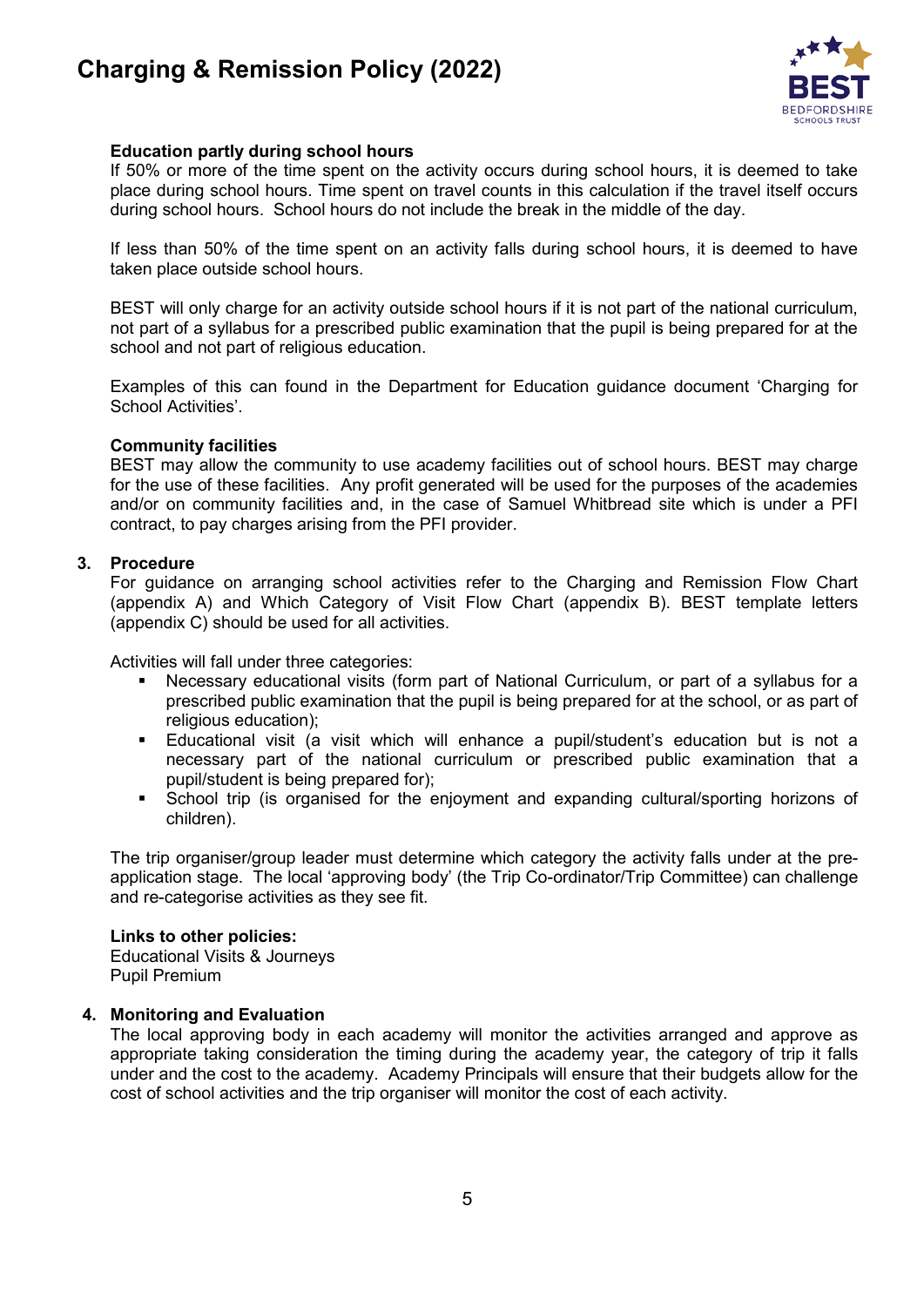**Education partly during school hours**

If 50% or more of the time spent on the activity occurs during school hours, it is deemed to take place during school hours. Time spent on travel counts in this calculation if the travel itself occurs during school hours. School hours do not include the break in the middle of the day.

If less than 50% of the time spent on an activity falls during school hours, it is deemed to have taken place outside school hours.

BEST will only charge for an activity outside school hours if it is not part of the national curriculum, not part of a syllabus for a prescribed public examination that the pupil is being prepared for at the school and not part of religious education.

Examples of this can found in the Department for Education guidance document 'Charging for School Activities'.

**Community facilities**

BEST may allow the community to use academy facilities out of school hours. BEST may charge for the use of these facilities. Any profit generated will be used for the purposes of the academies and/or on community facilities and, in the case of Samuel Whitbread site which is under a PFI contract, to pay charges arising from the PFI provider.

## 3. Procedure

For guidance on arranging school activities refer to the Charging and Remission Flow Chart (appendix A) and Which Category of Visit Flow Chart (appendix B). BEST template letters (appendix C) should be used for all activities.

Activities will fall under three categories:

- Necessary educational visits (form part of National Curriculum, or part of a syllabus for a prescribed public examination that the pupil is being prepared for at the school, or as part of religious education);
- Educational visit (a visit which will enhance a pupil/student's education but is not a necessary part of the national curriculum or prescribed public examination that a pupil/student is being prepared for);
- School trip (is organised for the enjoyment and expanding cultural/sporting horizons of children).

The trip organiser/group leader must determine which category the activity falls under at the pre-application stage. The local 'approving body' (the Trip Co-ordinator/Trip Committee) can challenge and re-categorise activities as they see fit.

**Links to other policies:**

Educational Visits & Journeys
Pupil Premium

## 4. Monitoring and Evaluation

The local approving body in each academy will monitor the activities arranged and approve as appropriate taking consideration the timing during the academy year, the category of trip it falls under and the cost to the academy. Academy Principals will ensure that their budgets allow for the cost of school activities and the trip organiser will monitor the cost of each activity.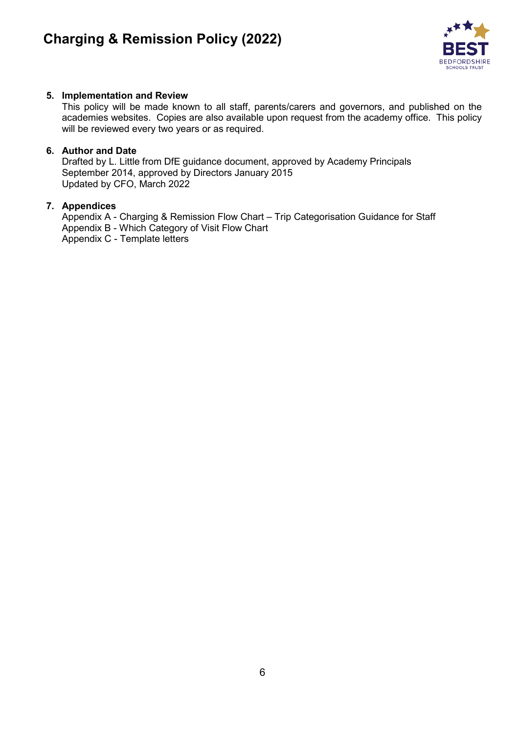## 5. Implementation and Review

This policy will be made known to all staff, parents/carers and governors, and published on the academies websites. Copies are also available upon request from the academy office. This policy will be reviewed every two years or as required.

## 6. Author and Date

Drafted by L. Little from DfE guidance document, approved by Academy Principals September 2014, approved by Directors January 2015
Updated by CFO, March 2022

## 7. Appendices

Appendix A - Charging & Remission Flow Chart – Trip Categorisation Guidance for Staff
Appendix B - Which Category of Visit Flow Chart
Appendix C - Template letters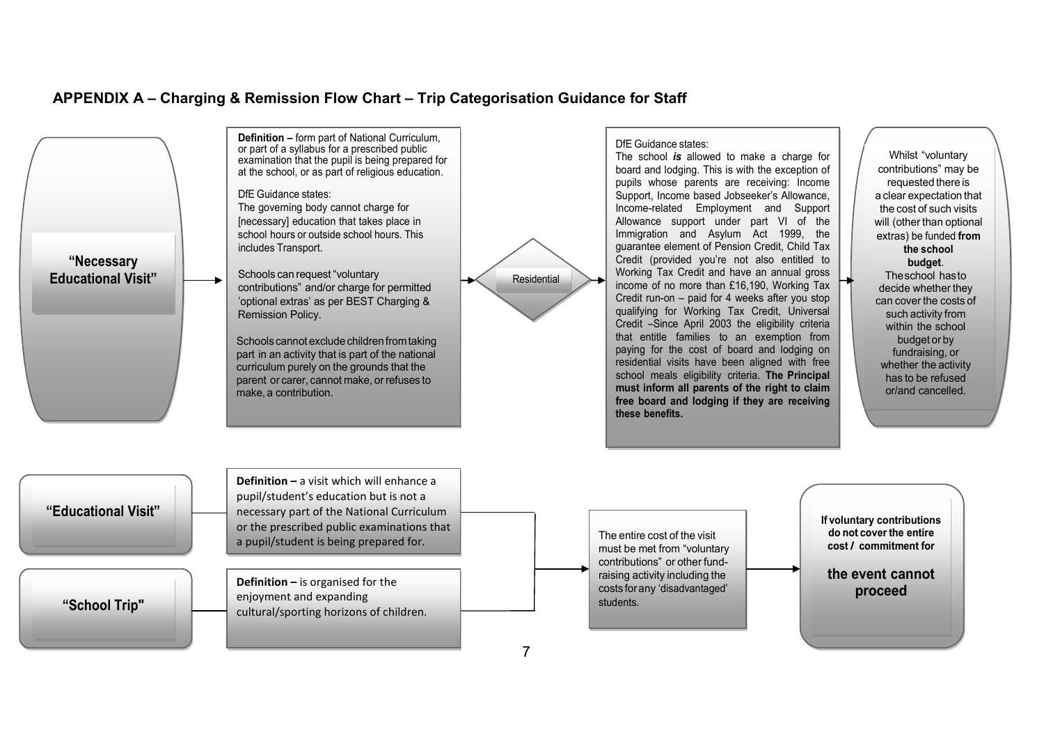## APPENDIX A – Charging & Remission Flow Chart – Trip Categorisation Guidance for Staff

### "Necessary Educational Visit"

**Definition –** form part of National Curriculum, or part of a syllabus for a prescribed public examination that the pupil is being prepared for at the school, or as part of religious education.

DfE Guidance states:
The governing body cannot charge for [necessary] education that takes place in school hours or outside school hours. This includes Transport.

Schools can request "voluntary contributions" and/or charge for permitted 'optional extras' as per BEST Charging & Remission Policy.

Schools cannot exclude children from taking part in an activity that is part of the national curriculum purely on the grounds that the parent or carer, cannot make, or refuses to make, a contribution.

→ **Residential** →

DfE Guidance states:
The school ***is*** allowed to make a charge for board and lodging. This is with the exception of pupils whose parents are receiving: Income Support, Income based Jobseeker's Allowance, Income-related Employment and Support Allowance support under part VI of the Immigration and Asylum Act 1999, the guarantee element of Pension Credit, Child Tax Credit (provided you're not also entitled to Working Tax Credit and have an annual gross income of no more than £16,190, Working Tax Credit run-on – paid for 4 weeks after you stop qualifying for Working Tax Credit, Universal Credit –Since April 2003 the eligibility criteria that entitle families to an exemption from paying for the cost of board and lodging on residential visits have been aligned with free school meals eligibility criteria. **The Principal must inform all parents of the right to claim free board and lodging if they are receiving these benefits.**

→

Whilst "voluntary contributions" may be requested there is a clear expectation that the cost of such visits will (other than optional extras) be funded **from the school budget**.
The school has to decide whether they can cover the costs of such activity from within the school budget or by fundraising, or whether the activity has to be refused or/and cancelled.

### "Educational Visit"

**Definition –** a visit which will enhance a pupil/student's education but is not a necessary part of the National Curriculum or the prescribed public examinations that a pupil/student is being prepared for.

### "School Trip"

**Definition –** is organised for the enjoyment and expanding cultural/sporting horizons of children.

→

The entire cost of the visit must be met from "voluntary contributions" or other fund-raising activity including the costs for any 'disadvantaged' students.

→

**If voluntary contributions do not cover the entire cost / commitment for**

**the event cannot proceed**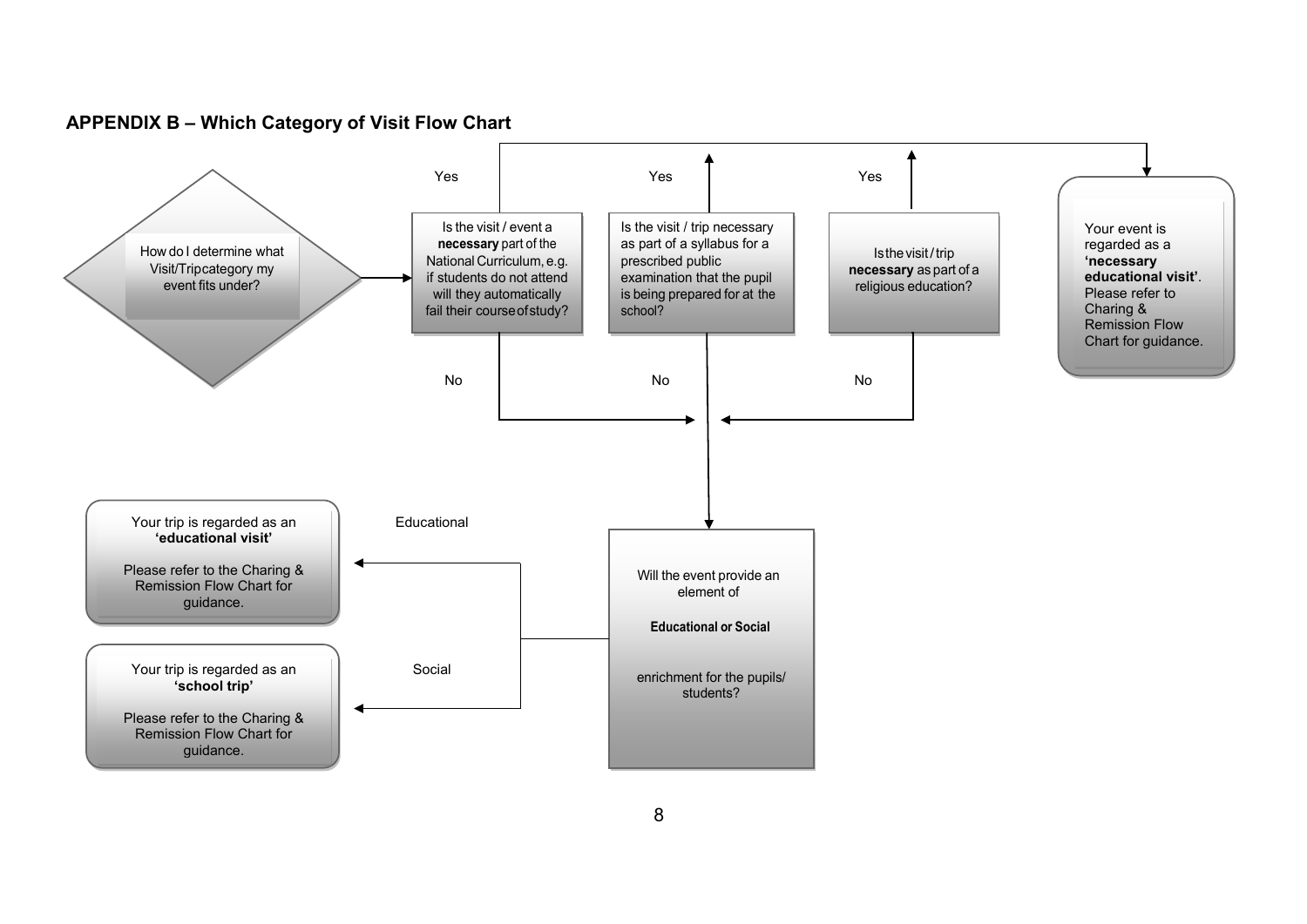## APPENDIX B – Which Category of Visit Flow Chart

How do I determine what Visit/Trip category my event fits under?

Is the visit / event a **necessary** part of the National Curriculum, e.g. if students do not attend will they automatically fail their course of study?

Yes

No

Is the visit / trip necessary as part of a syllabus for a prescribed public examination that the pupil is being prepared for at the school?

Yes

No

Is the visit / trip **necessary** as part of a religious education?

Yes

No

Your event is regarded as a **'necessary educational visit'**. Please refer to Charing & Remission Flow Chart for guidance.

Will the event provide an element of

**Educational or Social**

enrichment for the pupils/ students?

Educational

Your trip is regarded as an **'educational visit'**

Please refer to the Charing & Remission Flow Chart for guidance.

Social

Your trip is regarded as an **'school trip'**

Please refer to the Charing & Remission Flow Chart for guidance.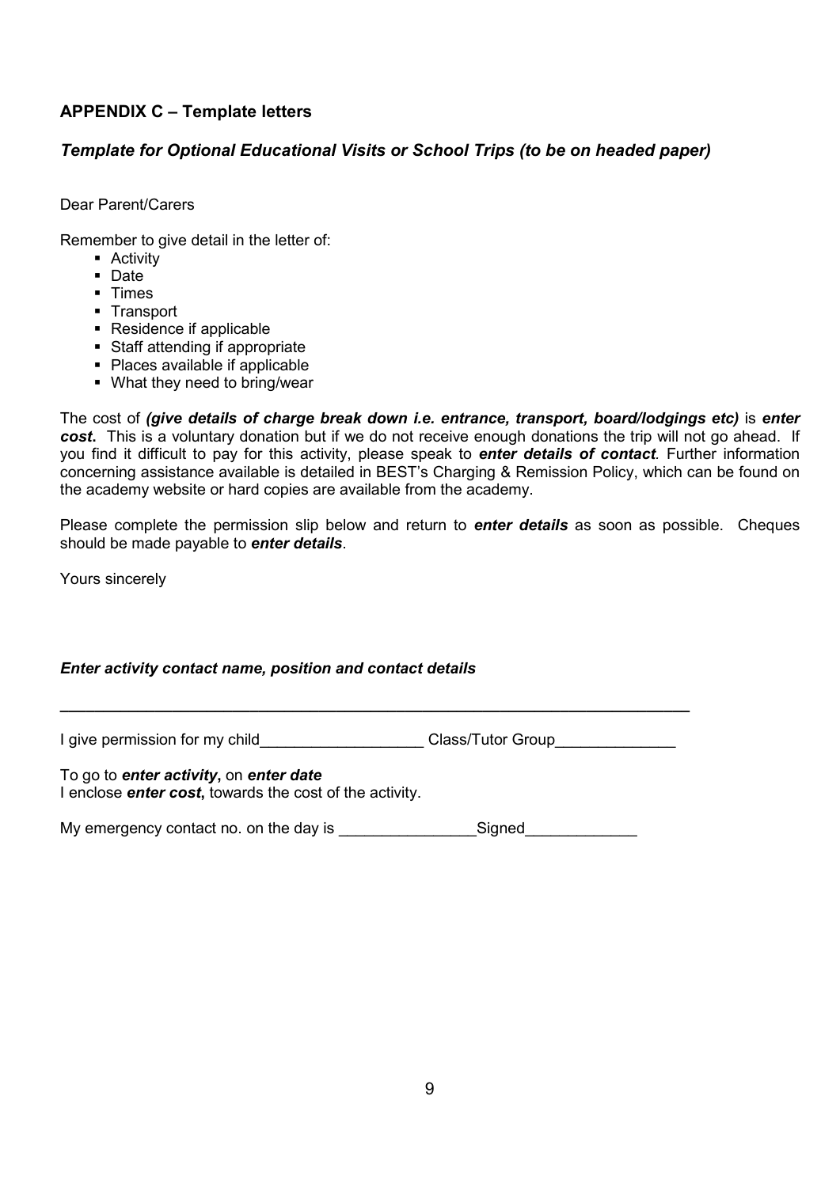## APPENDIX C – Template letters

### *Template for Optional Educational Visits or School Trips (to be on headed paper)*

Dear Parent/Carers

Remember to give detail in the letter of:

- Activity
- Date
- Times
- Transport
- Residence if applicable
- Staff attending if appropriate
- Places available if applicable
- What they need to bring/wear

The cost of ***(give details of charge break down i.e. entrance, transport, board/lodgings etc)*** is ***enter cost***. This is a voluntary donation but if we do not receive enough donations the trip will not go ahead. If you find it difficult to pay for this activity, please speak to ***enter details of contact***. Further information concerning assistance available is detailed in BEST's Charging & Remission Policy, which can be found on the academy website or hard copies are available from the academy.

Please complete the permission slip below and return to ***enter details*** as soon as possible. Cheques should be made payable to ***enter details***.

Yours sincerely

***Enter activity contact name, position and contact details***

---

I give permission for my child___________________ Class/Tutor Group______________

To go to ***enter activity***, on ***enter date***
I enclose ***enter cost***, towards the cost of the activity.

My emergency contact no. on the day is ________________Signed_____________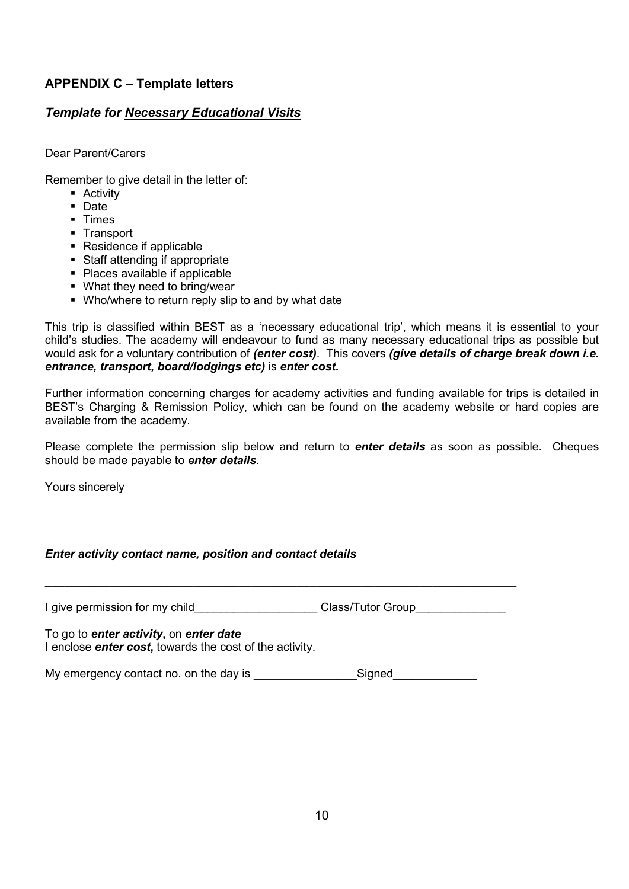## APPENDIX C – Template letters

### *Template for Necessary Educational Visits*

Dear Parent/Carers

Remember to give detail in the letter of:

- Activity
- Date
- Times
- Transport
- Residence if applicable
- Staff attending if appropriate
- Places available if applicable
- What they need to bring/wear
- Who/where to return reply slip to and by what date

This trip is classified within BEST as a 'necessary educational trip', which means it is essential to your child's studies. The academy will endeavour to fund as many necessary educational trips as possible but would ask for a voluntary contribution of ***(enter cost)***. This covers ***(give details of charge break down i.e. entrance, transport, board/lodgings etc)*** is ***enter cost*****.**

Further information concerning charges for academy activities and funding available for trips is detailed in BEST's Charging & Remission Policy, which can be found on the academy website or hard copies are available from the academy.

Please complete the permission slip below and return to ***enter details*** as soon as possible. Cheques should be made payable to ***enter details***.

Yours sincerely

***Enter activity contact name, position and contact details***

---

I give permission for my child___________________ Class/Tutor Group______________

To go to ***enter activity*****,** on ***enter date***
I enclose ***enter cost*****,** towards the cost of the activity.

My emergency contact no. on the day is ________________Signed_____________